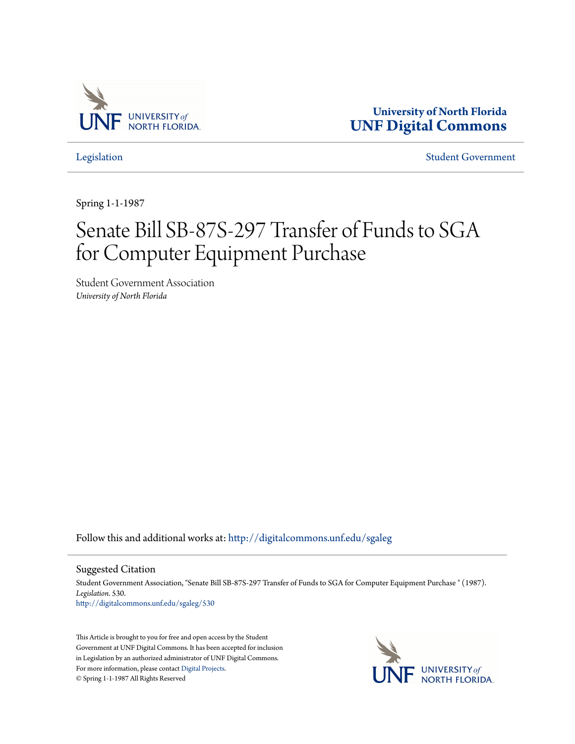University of North Florida
UNF Digital Commons

Legislation | Student Government

Spring 1-1-1987

# Senate Bill SB-87S-297 Transfer of Funds to SGA for Computer Equipment Purchase

Student Government Association
*University of North Florida*

Follow this and additional works at: http://digitalcommons.unf.edu/sgaleg

## Suggested Citation

Student Government Association, "Senate Bill SB-87S-297 Transfer of Funds to SGA for Computer Equipment Purchase " (1987). *Legislation*. 530.
http://digitalcommons.unf.edu/sgaleg/530

This Article is brought to you for free and open access by the Student Government at UNF Digital Commons. It has been accepted for inclusion in Legislation by an authorized administrator of UNF Digital Commons. For more information, please contact Digital Projects.
© Spring 1-1-1987 All Rights Reserved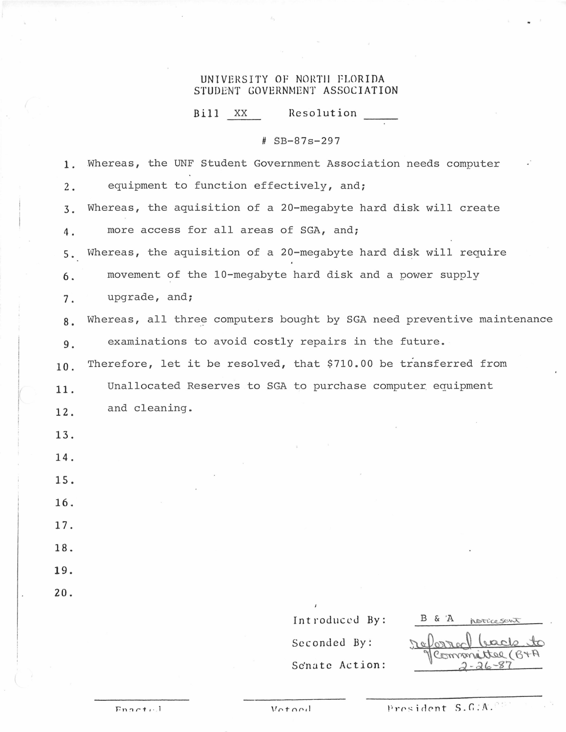UNIVERSITY OF NORTH FLORIDA
STUDENT GOVERNMENT ASSOCIATION

Bill XX Resolution _____

# SB-87s-297

1. Whereas, the UNF Student Government Association needs computer
2. equipment to function effectively, and;
3. Whereas, the aquisition of a 20-megabyte hard disk will create
4. more access for all areas of SGA, and;
5. Whereas, the aquisition of a 20-megabyte hard disk will require
6. movement of the 10-megabyte hard disk and a power supply
7. upgrade, and;
8. Whereas, all three computers bought by SGA need preventive maintenance
9. examinations to avoid costly repairs in the future.
10. Therefore, let it be resolved, that $710.00 be transferred from
11. Unallocated Reserves to SGA to purchase computer equipment
12. and cleaning.
13.
14.
15.
16.
17.
18.
19.
20.

Introduced By: B & A notice sent

Seconded By: referred back to Committee (B+A)

Senate Action: 2-26-87

Enacted _____ Vetoed _____ President S.G.A. _____